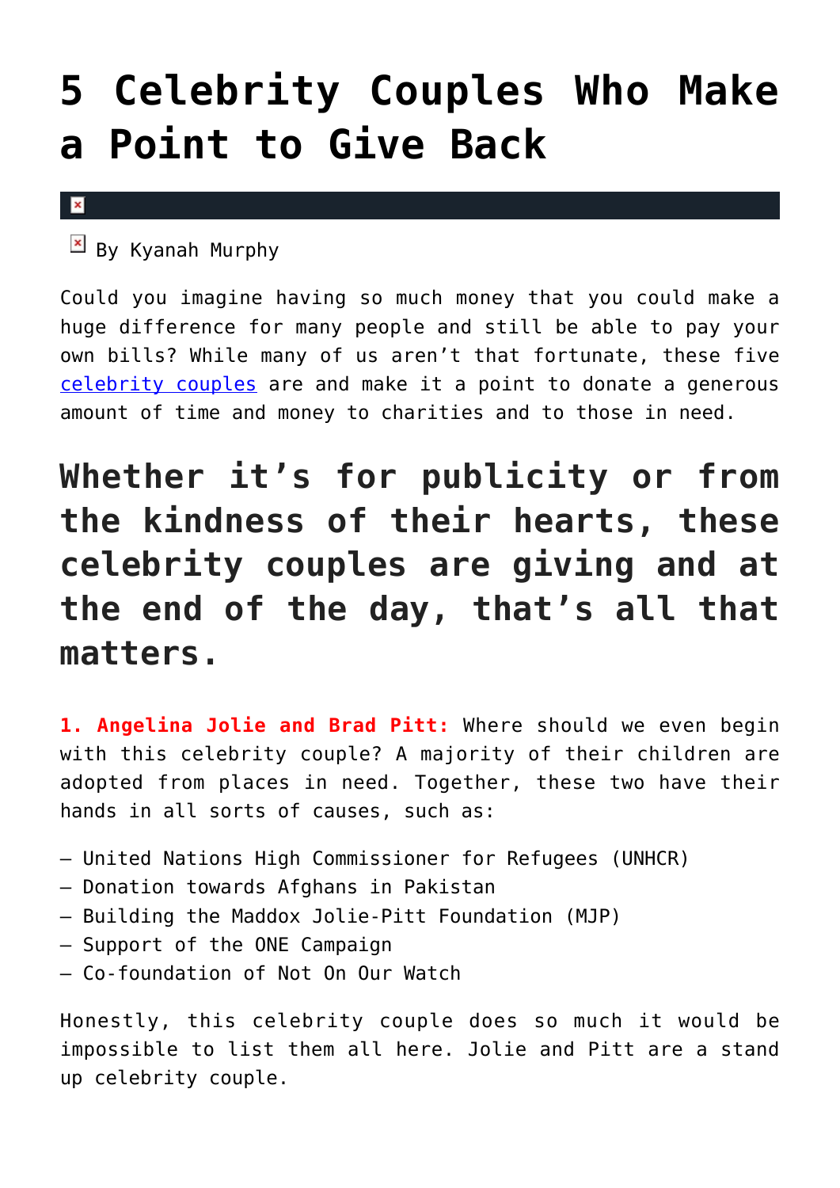# 5 Celebrity Couples Who Make a Point to Give Back

By Kyanah Murphy

Could you imagine having so much money that you could make a huge difference for many people and still be able to pay your own bills? While many of us aren't that fortunate, these five celebrity couples are and make it a point to donate a generous amount of time and money to charities and to those in need.

## Whether it's for publicity or from the kindness of their hearts, these celebrity couples are giving and at the end of the day, that's all that matters.

**1. Angelina Jolie and Brad Pitt:** Where should we even begin with this celebrity couple? A majority of their children are adopted from places in need. Together, these two have their hands in all sorts of causes, such as:

– United Nations High Commissioner for Refugees (UNHCR)
– Donation towards Afghans in Pakistan
– Building the Maddox Jolie-Pitt Foundation (MJP)
– Support of the ONE Campaign
– Co-foundation of Not On Our Watch

Honestly, this celebrity couple does so much it would be impossible to list them all here. Jolie and Pitt are a stand up celebrity couple.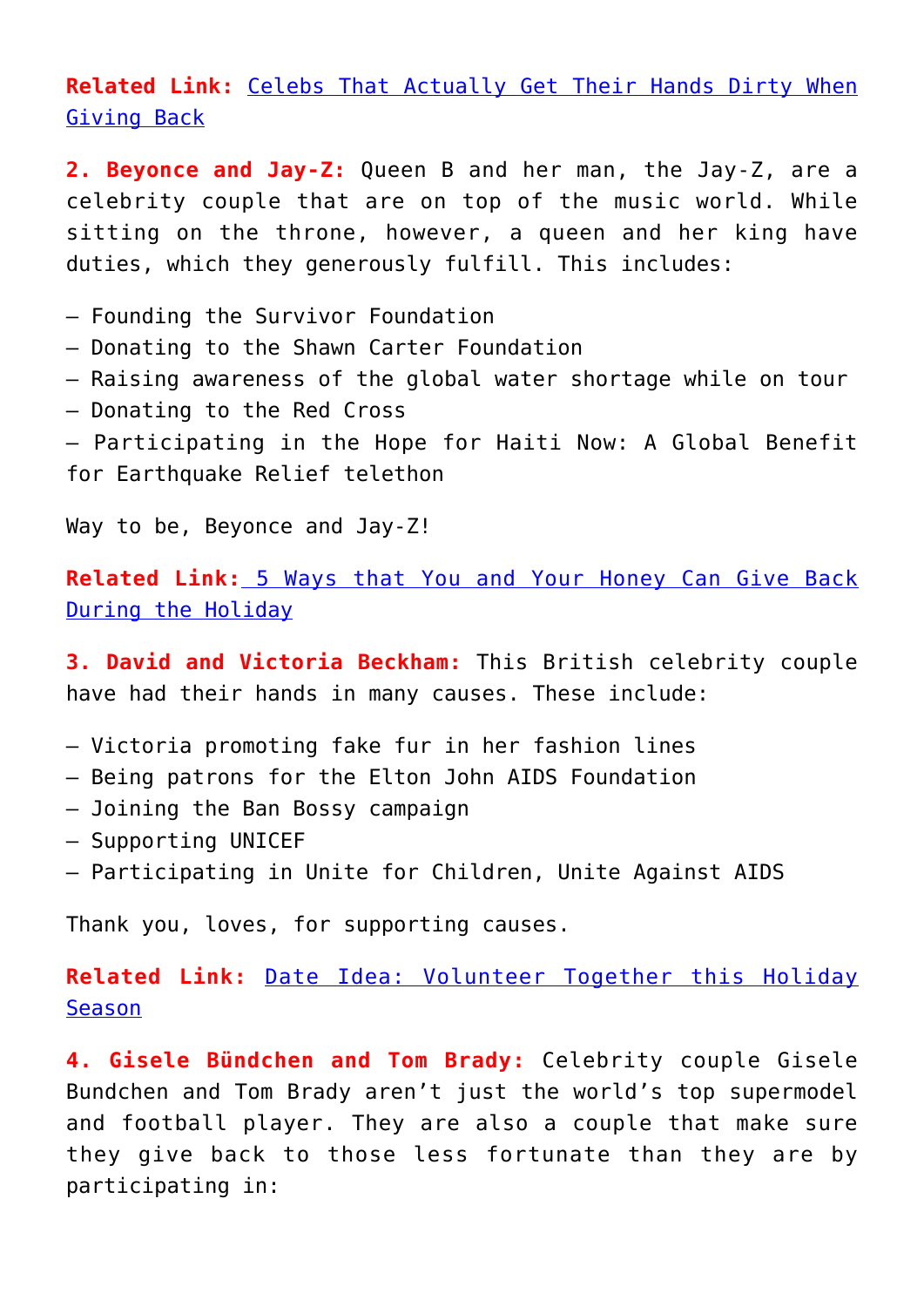**Related Link:** [Celebs That Actually Get Their Hands Dirty When Giving Back]()

**2. Beyonce and Jay-Z:** Queen B and her man, the Jay-Z, are a celebrity couple that are on top of the music world. While sitting on the throne, however, a queen and her king have duties, which they generously fulfill. This includes:

– Founding the Survivor Foundation
– Donating to the Shawn Carter Foundation
– Raising awareness of the global water shortage while on tour
– Donating to the Red Cross
– Participating in the Hope for Haiti Now: A Global Benefit for Earthquake Relief telethon

Way to be, Beyonce and Jay-Z!

**Related Link:** [5 Ways that You and Your Honey Can Give Back During the Holiday]()

**3. David and Victoria Beckham:** This British celebrity couple have had their hands in many causes. These include:

– Victoria promoting fake fur in her fashion lines
– Being patrons for the Elton John AIDS Foundation
– Joining the Ban Bossy campaign
– Supporting UNICEF
– Participating in Unite for Children, Unite Against AIDS

Thank you, loves, for supporting causes.

**Related Link:** [Date Idea: Volunteer Together this Holiday Season]()

**4. Gisele Bündchen and Tom Brady:** Celebrity couple Gisele Bundchen and Tom Brady aren't just the world's top supermodel and football player. They are also a couple that make sure they give back to those less fortunate than they are by participating in: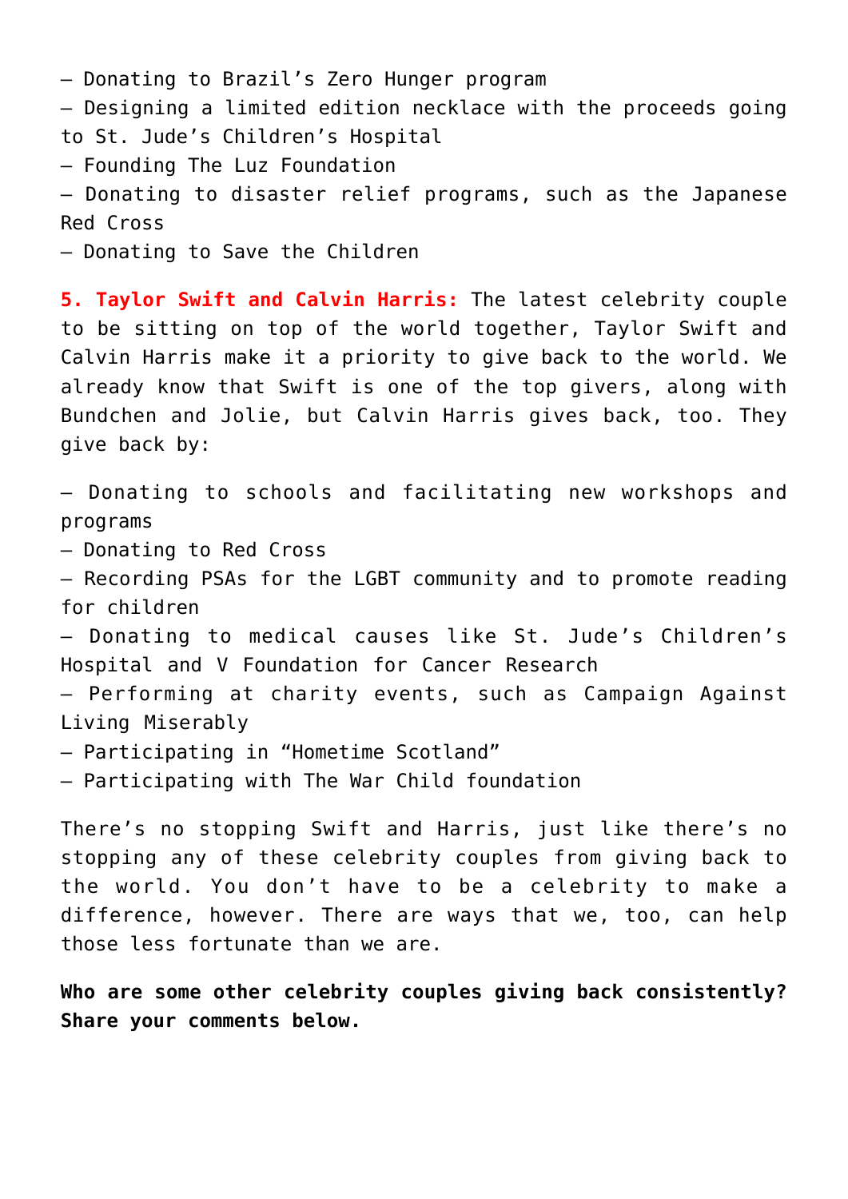– Donating to Brazil's Zero Hunger program
– Designing a limited edition necklace with the proceeds going to St. Jude's Children's Hospital
– Founding The Luz Foundation
– Donating to disaster relief programs, such as the Japanese Red Cross
– Donating to Save the Children

**5. Taylor Swift and Calvin Harris:** The latest celebrity couple to be sitting on top of the world together, Taylor Swift and Calvin Harris make it a priority to give back to the world. We already know that Swift is one of the top givers, along with Bundchen and Jolie, but Calvin Harris gives back, too. They give back by:

– Donating to schools and facilitating new workshops and programs
– Donating to Red Cross
– Recording PSAs for the LGBT community and to promote reading for children
– Donating to medical causes like St. Jude's Children's Hospital and V Foundation for Cancer Research
– Performing at charity events, such as Campaign Against Living Miserably
– Participating in "Hometime Scotland"
– Participating with The War Child foundation

There's no stopping Swift and Harris, just like there's no stopping any of these celebrity couples from giving back to the world. You don't have to be a celebrity to make a difference, however. There are ways that we, too, can help those less fortunate than we are.

**Who are some other celebrity couples giving back consistently? Share your comments below.**